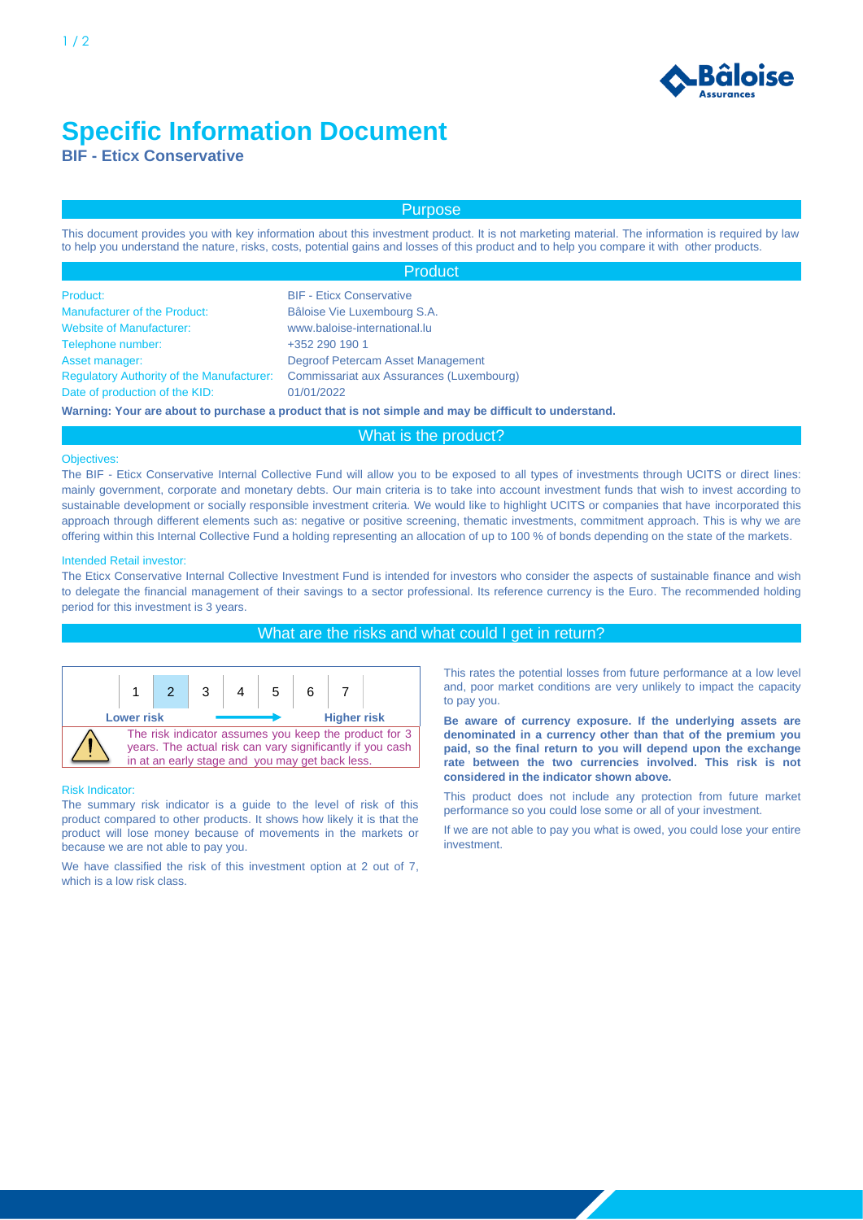# Specific Information Document

**BIF - Eticx Conservative**

## Purpose

This document provides you with key information about this investment product. It is not marketing material. The information is required by law to help you understand the nature, risks, costs, potential gains and losses of this product and to help you compare it with other products.

## Product

| | |
|---|---|
| Product: | BIF - Eticx Conservative |
| Manufacturer of the Product: | Bâloise Vie Luxembourg S.A. |
| Website of Manufacturer: | www.baloise-international.lu |
| Telephone number: | +352 290 190 1 |
| Asset manager: | Degroof Petercam Asset Management |
| Regulatory Authority of the Manufacturer: | Commissariat aux Assurances (Luxembourg) |
| Date of production of the KID: | 01/01/2022 |

**Warning: Your are about to purchase a product that is not simple and may be difficult to understand.**

## What is the product?

Objectives:

The BIF - Eticx Conservative Internal Collective Fund will allow you to be exposed to all types of investments through UCITS or direct lines: mainly government, corporate and monetary debts. Our main criteria is to take into account investment funds that wish to invest according to sustainable development or socially responsible investment criteria. We would like to highlight UCITS or companies that have incorporated this approach through different elements such as: negative or positive screening, thematic investments, commitment approach. This is why we are offering within this Internal Collective Fund a holding representing an allocation of up to 100 % of bonds depending on the state of the markets.

Intended Retail investor:

The Eticx Conservative Internal Collective Investment Fund is intended for investors who consider the aspects of sustainable finance and wish to delegate the financial management of their savings to a sector professional. Its reference currency is the Euro. The recommended holding period for this investment is 3 years.

## What are the risks and what could I get in return?

| 1 | **2** | 3 | 4 | 5 | 6 | 7 |
|---|---|---|---|---|---|---|

Lower risk → Higher risk

The risk indicator assumes you keep the product for 3 years. The actual risk can vary significantly if you cash in at an early stage and you may get back less.

Risk Indicator:

The summary risk indicator is a guide to the level of risk of this product compared to other products. It shows how likely it is that the product will lose money because of movements in the markets or because we are not able to pay you.

We have classified the risk of this investment option at 2 out of 7, which is a low risk class.

This rates the potential losses from future performance at a low level and, poor market conditions are very unlikely to impact the capacity to pay you.

**Be aware of currency exposure. If the underlying assets are denominated in a currency other than that of the premium you paid, so the final return to you will depend upon the exchange rate between the two currencies involved. This risk is not considered in the indicator shown above.**

This product does not include any protection from future market performance so you could lose some or all of your investment.

If we are not able to pay you what is owed, you could lose your entire investment.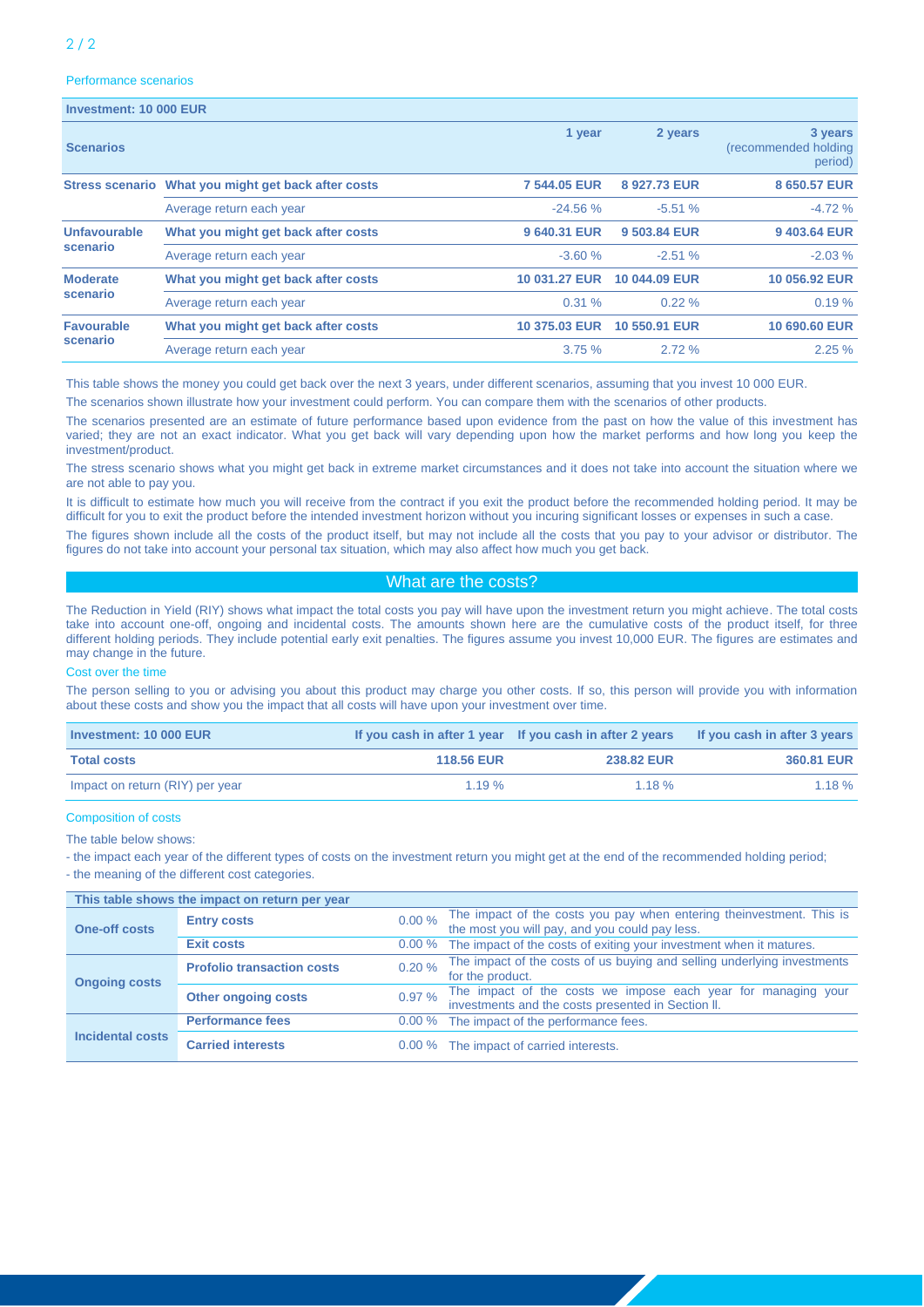### Performance scenarios

| Investment: 10 000 EUR | | | | |
|---|---|---|---|---|
| **Scenarios** | | **1 year** | **2 years** | **3 years** (recommended holding period) |
| **Stress scenario** | **What you might get back after costs** | **7 544.05 EUR** | **8 927.73 EUR** | **8 650.57 EUR** |
| | Average return each year | -24.56 % | -5.51 % | -4.72 % |
| **Unfavourable scenario** | **What you might get back after costs** | **9 640.31 EUR** | **9 503.84 EUR** | **9 403.64 EUR** |
| | Average return each year | -3.60 % | -2.51 % | -2.03 % |
| **Moderate scenario** | **What you might get back after costs** | **10 031.27 EUR** | **10 044.09 EUR** | **10 056.92 EUR** |
| | Average return each year | 0.31 % | 0.22 % | 0.19 % |
| **Favourable scenario** | **What you might get back after costs** | **10 375.03 EUR** | **10 550.91 EUR** | **10 690.60 EUR** |
| | Average return each year | 3.75 % | 2.72 % | 2.25 % |

This table shows the money you could get back over the next 3 years, under different scenarios, assuming that you invest 10 000 EUR.

The scenarios shown illustrate how your investment could perform. You can compare them with the scenarios of other products.

The scenarios presented are an estimate of future performance based upon evidence from the past on how the value of this investment has varied; they are not an exact indicator. What you get back will vary depending upon how the market performs and how long you keep the investment/product.

The stress scenario shows what you might get back in extreme market circumstances and it does not take into account the situation where we are not able to pay you.

It is difficult to estimate how much you will receive from the contract if you exit the product before the recommended holding period. It may be difficult for you to exit the product before the intended investment horizon without you incuring significant losses or expenses in such a case.

The figures shown include all the costs of the product itself, but may not include all the costs that you pay to your advisor or distributor. The figures do not take into account your personal tax situation, which may also affect how much you get back.

## What are the costs?

The Reduction in Yield (RIY) shows what impact the total costs you pay will have upon the investment return you might achieve. The total costs take into account one-off, ongoing and incidental costs. The amounts shown here are the cumulative costs of the product itself, for three different holding periods. They include potential early exit penalties. The figures assume you invest 10,000 EUR. The figures are estimates and may change in the future.

### Cost over the time

The person selling to you or advising you about this product may charge you other costs. If so, this person will provide you with information about these costs and show you the impact that all costs will have upon your investment over time.

| Investment: 10 000 EUR | If you cash in after 1 year | If you cash in after 2 years | If you cash in after 3 years |
|---|---|---|---|
| **Total costs** | **118.56 EUR** | **238.82 EUR** | **360.81 EUR** |
| Impact on return (RIY) per year | 1.19 % | 1.18 % | 1.18 % |

### Composition of costs

The table below shows:

- the impact each year of the different types of costs on the investment return you might get at the end of the recommended holding period;
- the meaning of the different cost categories.

| This table shows the impact on return per year | | | |
|---|---|---|---|
| **One-off costs** | **Entry costs** | 0.00 % | The impact of the costs you pay when entering theinvestment. This is the most you will pay, and you could pay less. |
| | **Exit costs** | 0.00 % | The impact of the costs of exiting your investment when it matures. |
| **Ongoing costs** | **Profolio transaction costs** | 0.20 % | The impact of the costs of us buying and selling underlying investments for the product. |
| | **Other ongoing costs** | 0.97 % | The impact of the costs we impose each year for managing your investments and the costs presented in Section II. |
| **Incidental costs** | **Performance fees** | 0.00 % | The impact of the performance fees. |
| | **Carried interests** | 0.00 % | The impact of carried interests. |